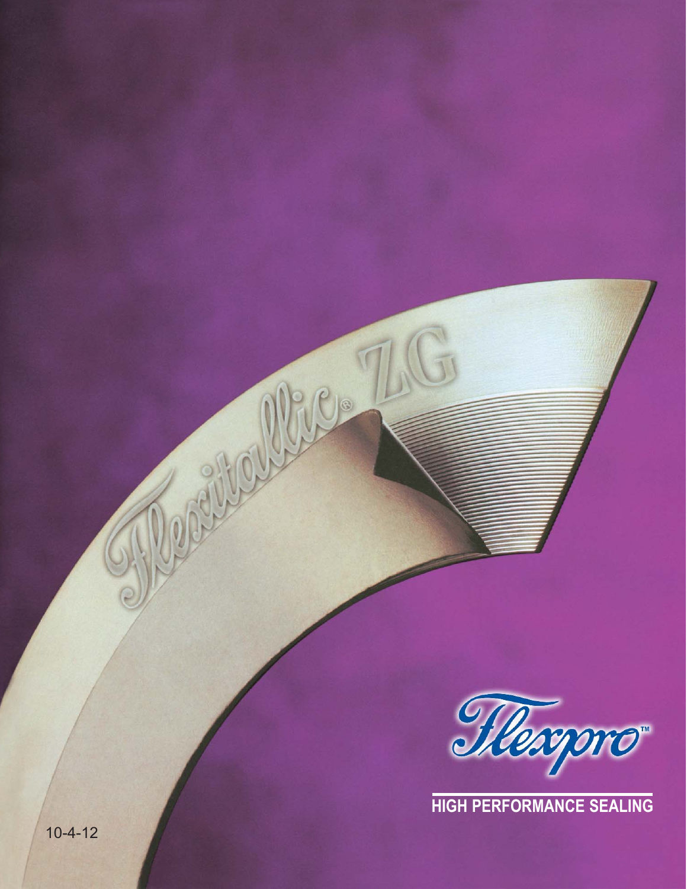Flexitallic® ZG

Flexpro™

**HIGH PERFORMANCE SEALING**

10-4-12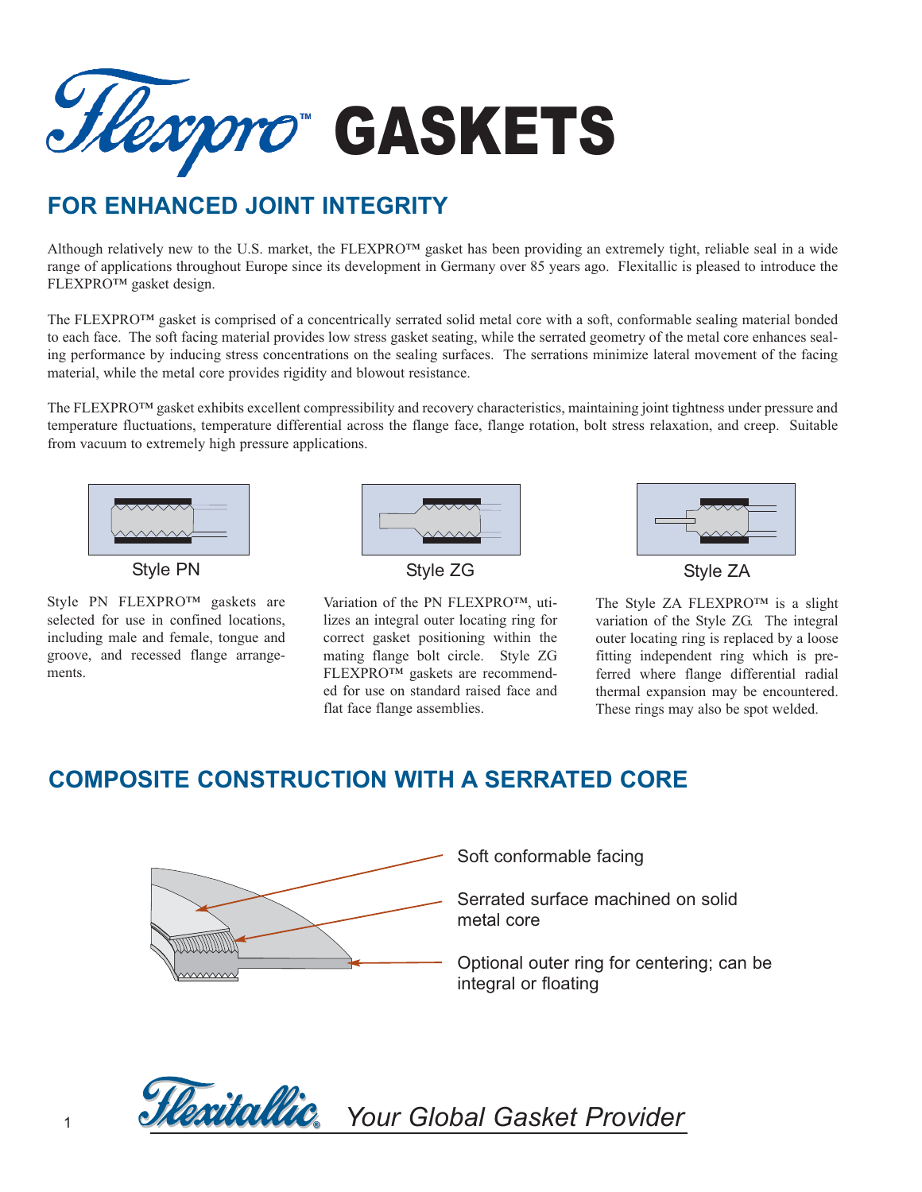# Flexpro™ GASKETS

## FOR ENHANCED JOINT INTEGRITY

Although relatively new to the U.S. market, the FLEXPRO™ gasket has been providing an extremely tight, reliable seal in a wide range of applications throughout Europe since its development in Germany over 85 years ago. Flexitallic is pleased to introduce the FLEXPRO™ gasket design.

The FLEXPRO™ gasket is comprised of a concentrically serrated solid metal core with a soft, conformable sealing material bonded to each face. The soft facing material provides low stress gasket seating, while the serrated geometry of the metal core enhances sealing performance by inducing stress concentrations on the sealing surfaces. The serrations minimize lateral movement of the facing material, while the metal core provides rigidity and blowout resistance.

The FLEXPRO™ gasket exhibits excellent compressibility and recovery characteristics, maintaining joint tightness under pressure and temperature fluctuations, temperature differential across the flange face, flange rotation, bolt stress relaxation, and creep. Suitable from vacuum to extremely high pressure applications.

Style PN

Style PN FLEXPRO™ gaskets are selected for use in confined locations, including male and female, tongue and groove, and recessed flange arrangements.

Style ZG

Variation of the PN FLEXPRO™, utilizes an integral outer locating ring for correct gasket positioning within the mating flange bolt circle. Style ZG FLEXPRO™ gaskets are recommended for use on standard raised face and flat face flange assemblies.

Style ZA

The Style ZA FLEXPRO™ is a slight variation of the Style ZG. The integral outer locating ring is replaced by a loose fitting independent ring which is preferred where flange differential radial thermal expansion may be encountered. These rings may also be spot welded.

## COMPOSITE CONSTRUCTION WITH A SERRATED CORE

Soft conformable facing

Serrated surface machined on solid metal core

Optional outer ring for centering; can be integral or floating

Flexitallic *Your Global Gasket Provider*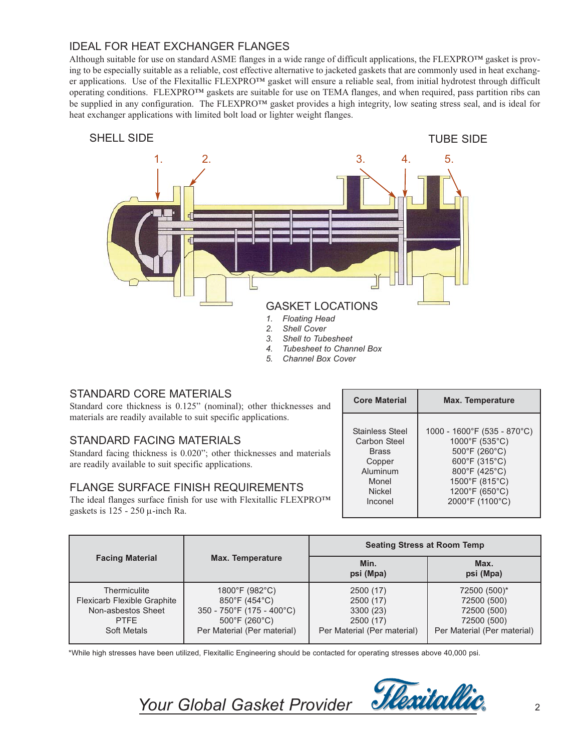## IDEAL FOR HEAT EXCHANGER FLANGES

Although suitable for use on standard ASME flanges in a wide range of difficult applications, the FLEXPRO™ gasket is proving to be especially suitable as a reliable, cost effective alternative to jacketed gaskets that are commonly used in heat exchanger applications. Use of the Flexitallic FLEXPRO™ gasket will ensure a reliable seal, from initial hydrotest through difficult operating conditions. FLEXPRO™ gaskets are suitable for use on TEMA flanges, and when required, pass partition ribs can be supplied in any configuration. The FLEXPRO™ gasket provides a high integrity, low seating stress seal, and is ideal for heat exchanger applications with limited bolt load or lighter weight flanges.

SHELL SIDE

TUBE SIDE

1. 2. 3. 4. 5.

### GASKET LOCATIONS

1. *Floating Head*
2. *Shell Cover*
3. *Shell to Tubesheet*
4. *Tubesheet to Channel Box*
5. *Channel Box Cover*

## STANDARD CORE MATERIALS

Standard core thickness is 0.125" (nominal); other thicknesses and materials are readily available to suit specific applications.

## STANDARD FACING MATERIALS

Standard facing thickness is 0.020"; other thicknesses and materials are readily available to suit specific applications.

## FLANGE SURFACE FINISH REQUIREMENTS

The ideal flanges surface finish for use with Flexitallic FLEXPRO™ gaskets is 125 - 250 μ-inch Ra.

| Core Material | Max. Temperature |
|---|---|
| Stainless Steel | 1000 - 1600°F (535 - 870°C) |
| Carbon Steel | 1000°F (535°C) |
| Brass | 500°F (260°C) |
| Copper | 600°F (315°C) |
| Aluminum | 800°F (425°C) |
| Monel | 1500°F (815°C) |
| Nickel | 1200°F (650°C) |
| Inconel | 2000°F (1100°C) |

| Facing Material | Max. Temperature | Seating Stress at Room Temp | |
|---|---|---|---|
| | | Min. psi (Mpa) | Max. psi (Mpa) |
| Thermiculite | 1800°F (982°C) | 2500 (17) | 72500 (500)* |
| Flexicarb Flexible Graphite | 850°F (454°C) | 2500 (17) | 72500 (500) |
| Non-asbestos Sheet | 350 - 750°F (175 - 400°C) | 3300 (23) | 72500 (500) |
| PTFE | 500°F (260°C) | 2500 (17) | 72500 (500) |
| Soft Metals | Per Material (Per material) | Per Material (Per material) | Per Material (Per material) |

*While high stresses have been utilized, Flexitallic Engineering should be contacted for operating stresses above 40,000 psi.

*Your Global Gasket Provider* Flexitallic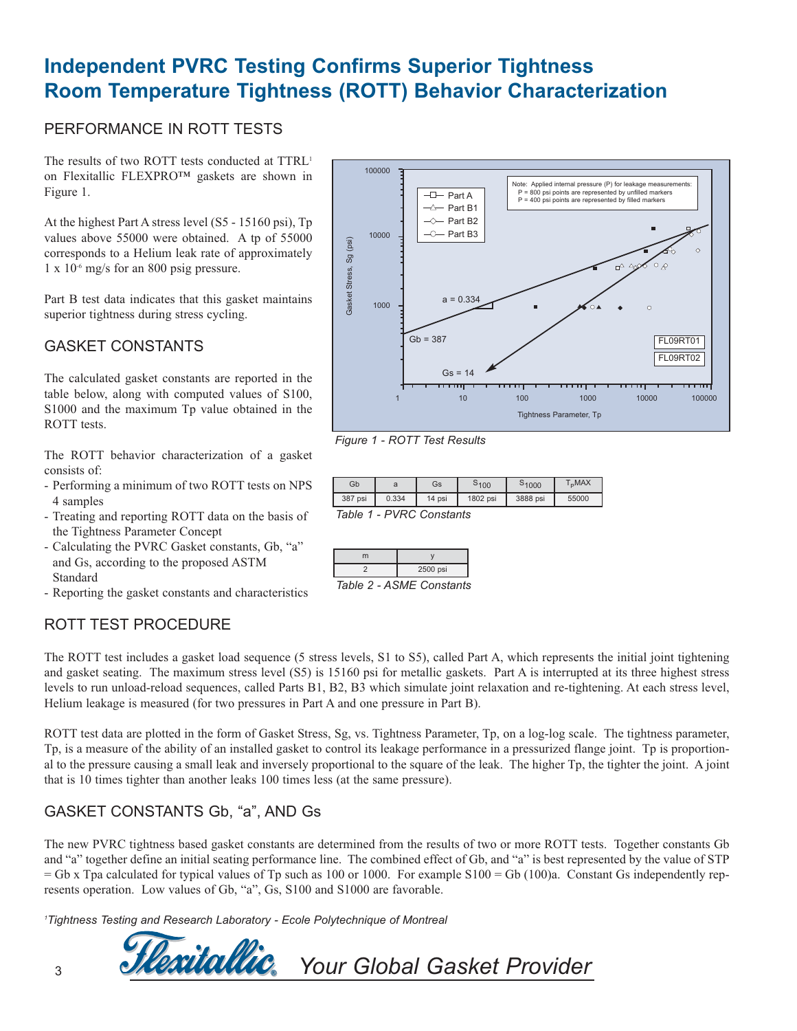# Independent PVRC Testing Confirms Superior Tightness
# Room Temperature Tightness (ROTT) Behavior Characterization

## PERFORMANCE IN ROTT TESTS

The results of two ROTT tests conducted at TTRL[1] on Flexitallic FLEXPRO™ gaskets are shown in Figure 1.

At the highest Part A stress level (S5 - 15160 psi), Tp values above 55000 were obtained. A tp of 55000 corresponds to a Helium leak rate of approximately $1 \times 10^{-6}$ mg/s for an 800 psig pressure.

Part B test data indicates that this gasket maintains superior tightness during stress cycling.

## GASKET CONSTANTS

The calculated gasket constants are reported in the table below, along with computed values of S100, S1000 and the maximum Tp value obtained in the ROTT tests.

The ROTT behavior characterization of a gasket consists of:

- Performing a minimum of two ROTT tests on NPS 4 samples
- Treating and reporting ROTT data on the basis of the Tightness Parameter Concept
- Calculating the PVRC Gasket constants, Gb, "a" and Gs, according to the proposed ASTM Standard
- Reporting the gasket constants and characteristics

*Figure 1 - ROTT Test Results*

| Gb | a | Gs | $S_{100}$ | $S_{1000}$ | $T_p$MAX |
|---|---|---|---|---|---|
| 387 psi | 0.334 | 14 psi | 1802 psi | 3888 psi | 55000 |

*Table 1 - PVRC Constants*

| m | y |
|---|---|
| 2 | 2500 psi |

*Table 2 - ASME Constants*

## ROTT TEST PROCEDURE

The ROTT test includes a gasket load sequence (5 stress levels, S1 to S5), called Part A, which represents the initial joint tightening and gasket seating. The maximum stress level (S5) is 15160 psi for metallic gaskets. Part A is interrupted at its three highest stress levels to run unload-reload sequences, called Parts B1, B2, B3 which simulate joint relaxation and re-tightening. At each stress level, Helium leakage is measured (for two pressures in Part A and one pressure in Part B).

ROTT test data are plotted in the form of Gasket Stress, Sg, vs. Tightness Parameter, Tp, on a log-log scale. The tightness parameter, Tp, is a measure of the ability of an installed gasket to control its leakage performance in a pressurized flange joint. Tp is proportional to the pressure causing a small leak and inversely proportional to the square of the leak. The higher Tp, the tighter the joint. A joint that is 10 times tighter than another leaks 100 times less (at the same pressure).

## GASKET CONSTANTS Gb, "a", AND Gs

The new PVRC tightness based gasket constants are determined from the results of two or more ROTT tests. Together constants Gb and "a" together define an initial seating performance line. The combined effect of Gb, and "a" is best represented by the value of STP = Gb x Tpa calculated for typical values of Tp such as 100 or 1000. For example S100 = Gb (100)a. Constant Gs independently represents operation. Low values of Gb, "a", Gs, S100 and S1000 are favorable.

[1] *Tightness Testing and Research Laboratory - Ecole Polytechnique of Montreal*

*Your Global Gasket Provider*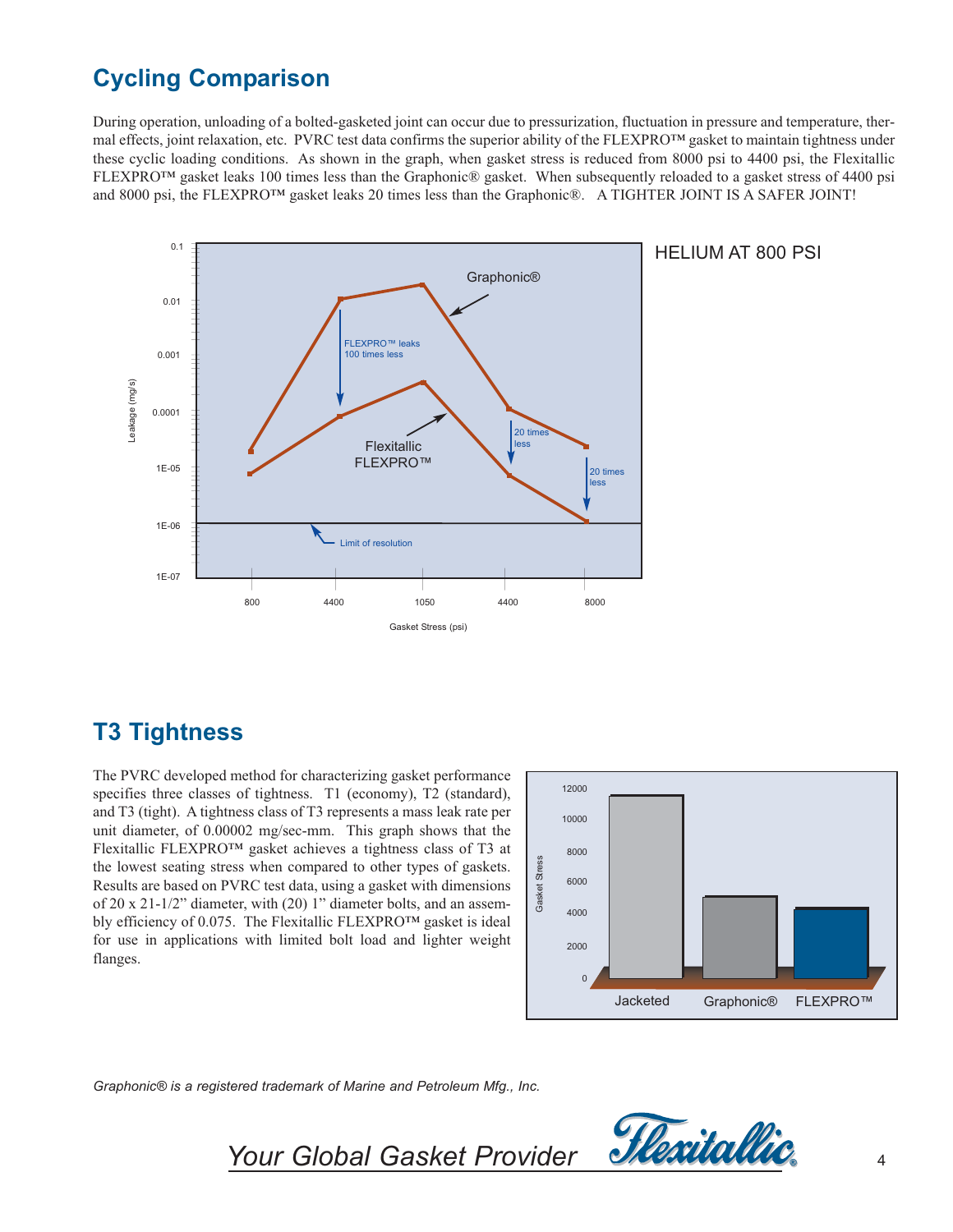## Cycling Comparison

During operation, unloading of a bolted-gasketed joint can occur due to pressurization, fluctuation in pressure and temperature, thermal effects, joint relaxation, etc. PVRC test data confirms the superior ability of the FLEXPRO™ gasket to maintain tightness under these cyclic loading conditions. As shown in the graph, when gasket stress is reduced from 8000 psi to 4400 psi, the Flexitallic FLEXPRO™ gasket leaks 100 times less than the Graphonic® gasket. When subsequently reloaded to a gasket stress of 4400 psi and 8000 psi, the FLEXPRO™ gasket leaks 20 times less than the Graphonic®. A TIGHTER JOINT IS A SAFER JOINT!

HELIUM AT 800 PSI

## T3 Tightness

The PVRC developed method for characterizing gasket performance specifies three classes of tightness. T1 (economy), T2 (standard), and T3 (tight). A tightness class of T3 represents a mass leak rate per unit diameter, of 0.00002 mg/sec-mm. This graph shows that the Flexitallic FLEXPRO™ gasket achieves a tightness class of T3 at the lowest seating stress when compared to other types of gaskets. Results are based on PVRC test data, using a gasket with dimensions of 20 x 21-1/2" diameter, with (20) 1" diameter bolts, and an assembly efficiency of 0.075. The Flexitallic FLEXPRO™ gasket is ideal for use in applications with limited bolt load and lighter weight flanges.

*Graphonic® is a registered trademark of Marine and Petroleum Mfg., Inc.*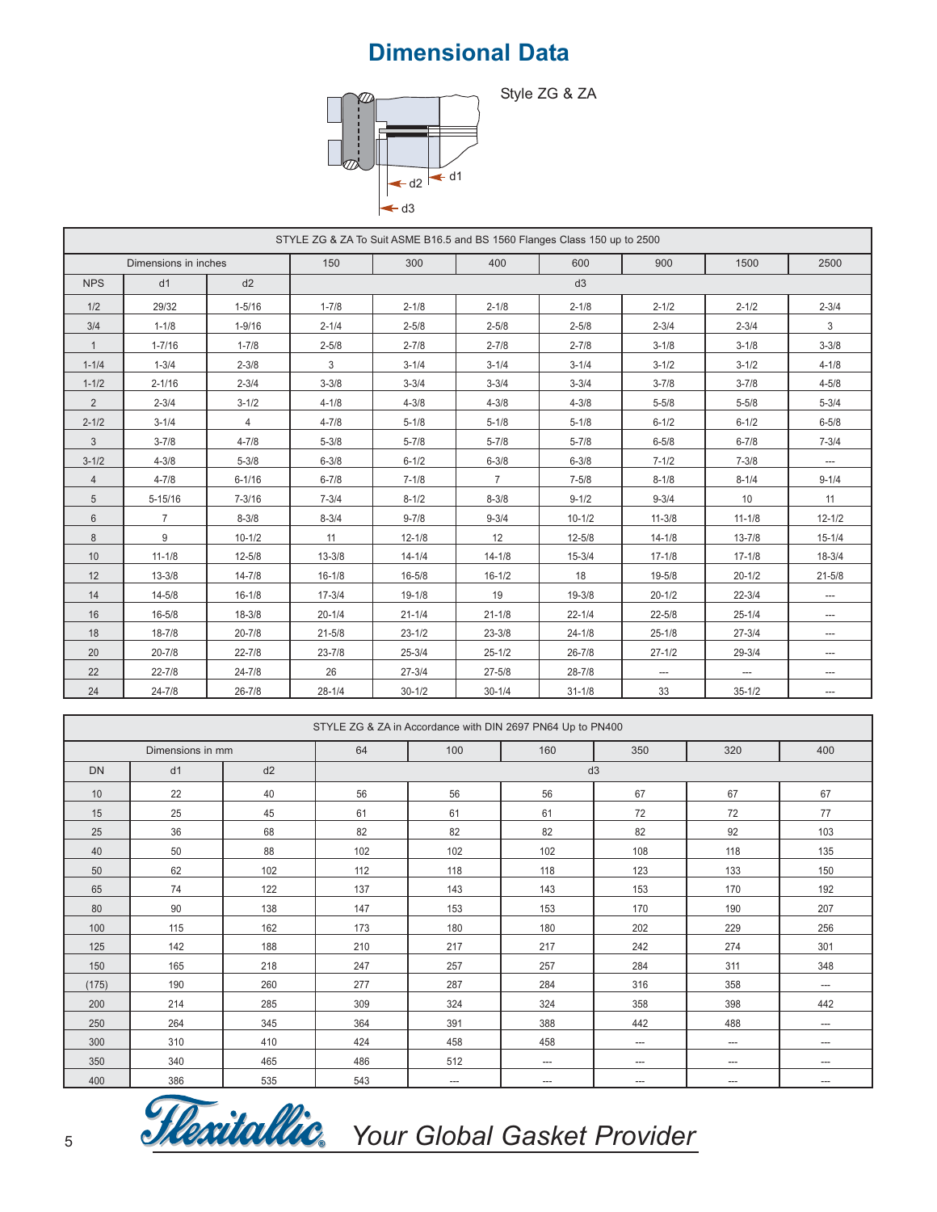# Dimensional Data

Style ZG & ZA

d2 d1 d3

| STYLE ZG & ZA To Suit ASME B16.5 and BS 1560 Flanges Class 150 up to 2500 | | | | | | | | | |
|---|---|---|---|---|---|---|---|---|---|
| Dimensions in inches | | | 150 | 300 | 400 | 600 | 900 | 1500 | 2500 |
| NPS | d1 | d2 | d3 | | | | | | |
| 1/2 | 29/32 | 1-5/16 | 1-7/8 | 2-1/8 | 2-1/8 | 2-1/8 | 2-1/2 | 2-1/2 | 2-3/4 |
| 3/4 | 1-1/8 | 1-9/16 | 2-1/4 | 2-5/8 | 2-5/8 | 2-5/8 | 2-3/4 | 2-3/4 | 3 |
| 1 | 1-7/16 | 1-7/8 | 2-5/8 | 2-7/8 | 2-7/8 | 2-7/8 | 3-1/8 | 3-1/8 | 3-3/8 |
| 1-1/4 | 1-3/4 | 2-3/8 | 3 | 3-1/4 | 3-1/4 | 3-1/4 | 3-1/2 | 3-1/2 | 4-1/8 |
| 1-1/2 | 2-1/16 | 2-3/4 | 3-3/8 | 3-3/4 | 3-3/4 | 3-3/4 | 3-7/8 | 3-7/8 | 4-5/8 |
| 2 | 2-3/4 | 3-1/2 | 4-1/8 | 4-3/8 | 4-3/8 | 4-3/8 | 5-5/8 | 5-5/8 | 5-3/4 |
| 2-1/2 | 3-1/4 | 4 | 4-7/8 | 5-1/8 | 5-1/8 | 5-1/8 | 6-1/2 | 6-1/2 | 6-5/8 |
| 3 | 3-7/8 | 4-7/8 | 5-3/8 | 5-7/8 | 5-7/8 | 5-7/8 | 6-5/8 | 6-7/8 | 7-3/4 |
| 3-1/2 | 4-3/8 | 5-3/8 | 6-3/8 | 6-1/2 | 6-3/8 | 6-3/8 | 7-1/2 | 7-3/8 | --- |
| 4 | 4-7/8 | 6-1/16 | 6-7/8 | 7-1/8 | 7 | 7-5/8 | 8-1/8 | 8-1/4 | 9-1/4 |
| 5 | 5-15/16 | 7-3/16 | 7-3/4 | 8-1/2 | 8-3/8 | 9-1/2 | 9-3/4 | 10 | 11 |
| 6 | 7 | 8-3/8 | 8-3/4 | 9-7/8 | 9-3/4 | 10-1/2 | 11-3/8 | 11-1/8 | 12-1/2 |
| 8 | 9 | 10-1/2 | 11 | 12-1/8 | 12 | 12-5/8 | 14-1/8 | 13-7/8 | 15-1/4 |
| 10 | 11-1/8 | 12-5/8 | 13-3/8 | 14-1/4 | 14-1/8 | 15-3/4 | 17-1/8 | 17-1/8 | 18-3/4 |
| 12 | 13-3/8 | 14-7/8 | 16-1/8 | 16-5/8 | 16-1/2 | 18 | 19-5/8 | 20-1/2 | 21-5/8 |
| 14 | 14-5/8 | 16-1/8 | 17-3/4 | 19-1/8 | 19 | 19-3/8 | 20-1/2 | 22-3/4 | --- |
| 16 | 16-5/8 | 18-3/8 | 20-1/4 | 21-1/4 | 21-1/8 | 22-1/4 | 22-5/8 | 25-1/4 | --- |
| 18 | 18-7/8 | 20-7/8 | 21-5/8 | 23-1/2 | 23-3/8 | 24-1/8 | 25-1/8 | 27-3/4 | --- |
| 20 | 20-7/8 | 22-7/8 | 23-7/8 | 25-3/4 | 25-1/2 | 26-7/8 | 27-1/2 | 29-3/4 | --- |
| 22 | 22-7/8 | 24-7/8 | 26 | 27-3/4 | 27-5/8 | 28-7/8 | --- | --- | --- |
| 24 | 24-7/8 | 26-7/8 | 28-1/4 | 30-1/2 | 30-1/4 | 31-1/8 | 33 | 35-1/2 | --- |

| STYLE ZG & ZA in Accordance with DIN 2697 PN64 Up to PN400 | | | | | | | | |
|---|---|---|---|---|---|---|---|---|
| Dimensions in mm | | | 64 | 100 | 160 | 350 | 320 | 400 |
| DN | d1 | d2 | d3 | | | | | |
| 10 | 22 | 40 | 56 | 56 | 56 | 67 | 67 | 67 |
| 15 | 25 | 45 | 61 | 61 | 61 | 72 | 72 | 77 |
| 25 | 36 | 68 | 82 | 82 | 82 | 82 | 92 | 103 |
| 40 | 50 | 88 | 102 | 102 | 102 | 108 | 118 | 135 |
| 50 | 62 | 102 | 112 | 118 | 118 | 123 | 133 | 150 |
| 65 | 74 | 122 | 137 | 143 | 143 | 153 | 170 | 192 |
| 80 | 90 | 138 | 147 | 153 | 153 | 170 | 190 | 207 |
| 100 | 115 | 162 | 173 | 180 | 180 | 202 | 229 | 256 |
| 125 | 142 | 188 | 210 | 217 | 217 | 242 | 274 | 301 |
| 150 | 165 | 218 | 247 | 257 | 257 | 284 | 311 | 348 |
| (175) | 190 | 260 | 277 | 287 | 284 | 316 | 358 | --- |
| 200 | 214 | 285 | 309 | 324 | 324 | 358 | 398 | 442 |
| 250 | 264 | 345 | 364 | 391 | 388 | 442 | 488 | --- |
| 300 | 310 | 410 | 424 | 458 | 458 | --- | --- | --- |
| 350 | 340 | 465 | 486 | 512 | --- | --- | --- | --- |
| 400 | 386 | 535 | 543 | --- | --- | --- | --- | --- |

Flexitallic® *Your Global Gasket Provider*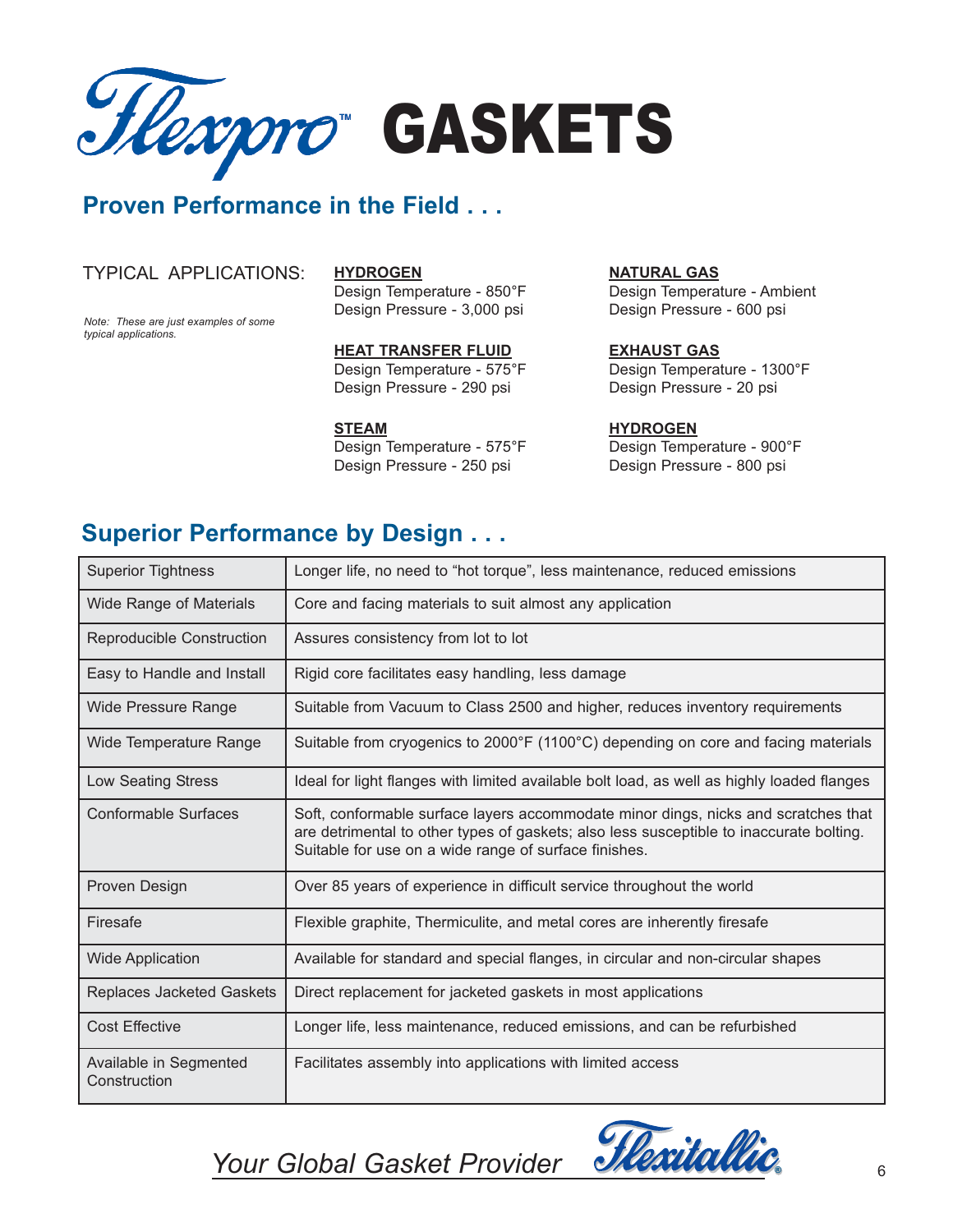# Flexpro™ GASKETS

## Proven Performance in the Field . . .

TYPICAL APPLICATIONS:

*Note: These are just examples of some typical applications.*

**HYDROGEN**
Design Temperature - 850°F
Design Pressure - 3,000 psi

**HEAT TRANSFER FLUID**
Design Temperature - 575°F
Design Pressure - 290 psi

**STEAM**
Design Temperature - 575°F
Design Pressure - 250 psi

**NATURAL GAS**
Design Temperature - Ambient
Design Pressure - 600 psi

**EXHAUST GAS**
Design Temperature - 1300°F
Design Pressure - 20 psi

**HYDROGEN**
Design Temperature - 900°F
Design Pressure - 800 psi

## Superior Performance by Design . . .

| | |
|---|---|
| Superior Tightness | Longer life, no need to "hot torque", less maintenance, reduced emissions |
| Wide Range of Materials | Core and facing materials to suit almost any application |
| Reproducible Construction | Assures consistency from lot to lot |
| Easy to Handle and Install | Rigid core facilitates easy handling, less damage |
| Wide Pressure Range | Suitable from Vacuum to Class 2500 and higher, reduces inventory requirements |
| Wide Temperature Range | Suitable from cryogenics to 2000°F (1100°C) depending on core and facing materials |
| Low Seating Stress | Ideal for light flanges with limited available bolt load, as well as highly loaded flanges |
| Conformable Surfaces | Soft, conformable surface layers accommodate minor dings, nicks and scratches that are detrimental to other types of gaskets; also less susceptible to inaccurate bolting. Suitable for use on a wide range of surface finishes. |
| Proven Design | Over 85 years of experience in difficult service throughout the world |
| Firesafe | Flexible graphite, Thermiculite, and metal cores are inherently firesafe |
| Wide Application | Available for standard and special flanges, in circular and non-circular shapes |
| Replaces Jacketed Gaskets | Direct replacement for jacketed gaskets in most applications |
| Cost Effective | Longer life, less maintenance, reduced emissions, and can be refurbished |
| Available in Segmented Construction | Facilitates assembly into applications with limited access |

*Your Global Gasket Provider* Flexitallic®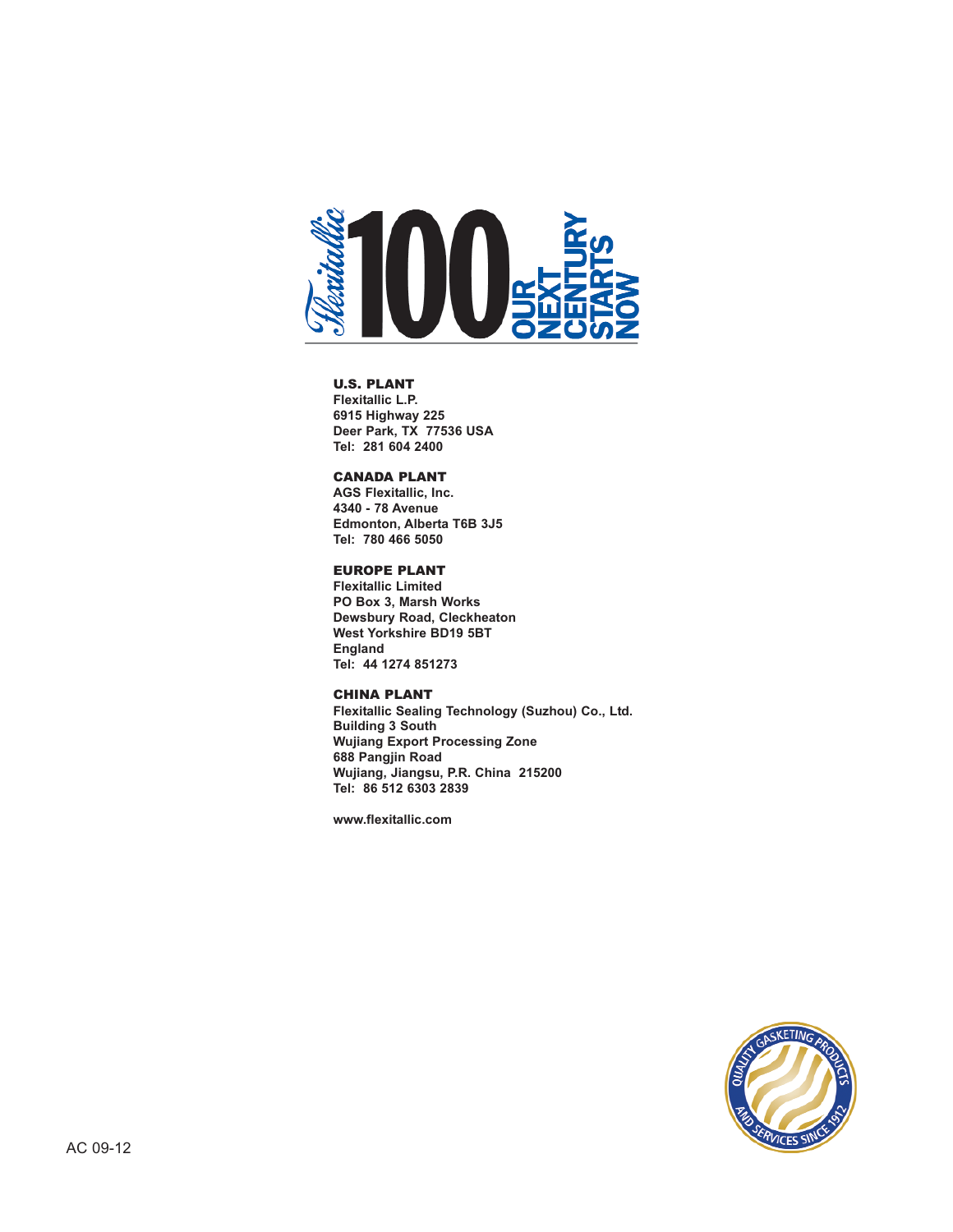Flexitallic 100 OUR NEXT CENTURY STARTS NOW

**U.S. PLANT**
**Flexitallic L.P.**
**6915 Highway 225**
**Deer Park, TX 77536 USA**
**Tel: 281 604 2400**

**CANADA PLANT**
**AGS Flexitallic, Inc.**
**4340 - 78 Avenue**
**Edmonton, Alberta T6B 3J5**
**Tel: 780 466 5050**

**EUROPE PLANT**
**Flexitallic Limited**
**PO Box 3, Marsh Works**
**Dewsbury Road, Cleckheaton**
**West Yorkshire BD19 5BT**
**England**
**Tel: 44 1274 851273**

**CHINA PLANT**
**Flexitallic Sealing Technology (Suzhou) Co., Ltd.**
**Building 3 South**
**Wujiang Export Processing Zone**
**688 Pangjin Road**
**Wujiang, Jiangsu, P.R. China 215200**
**Tel: 86 512 6303 2839**

**www.flexitallic.com**

QUALITY GASKETING PRODUCTS AND SERVICES SINCE 1912

AC 09-12